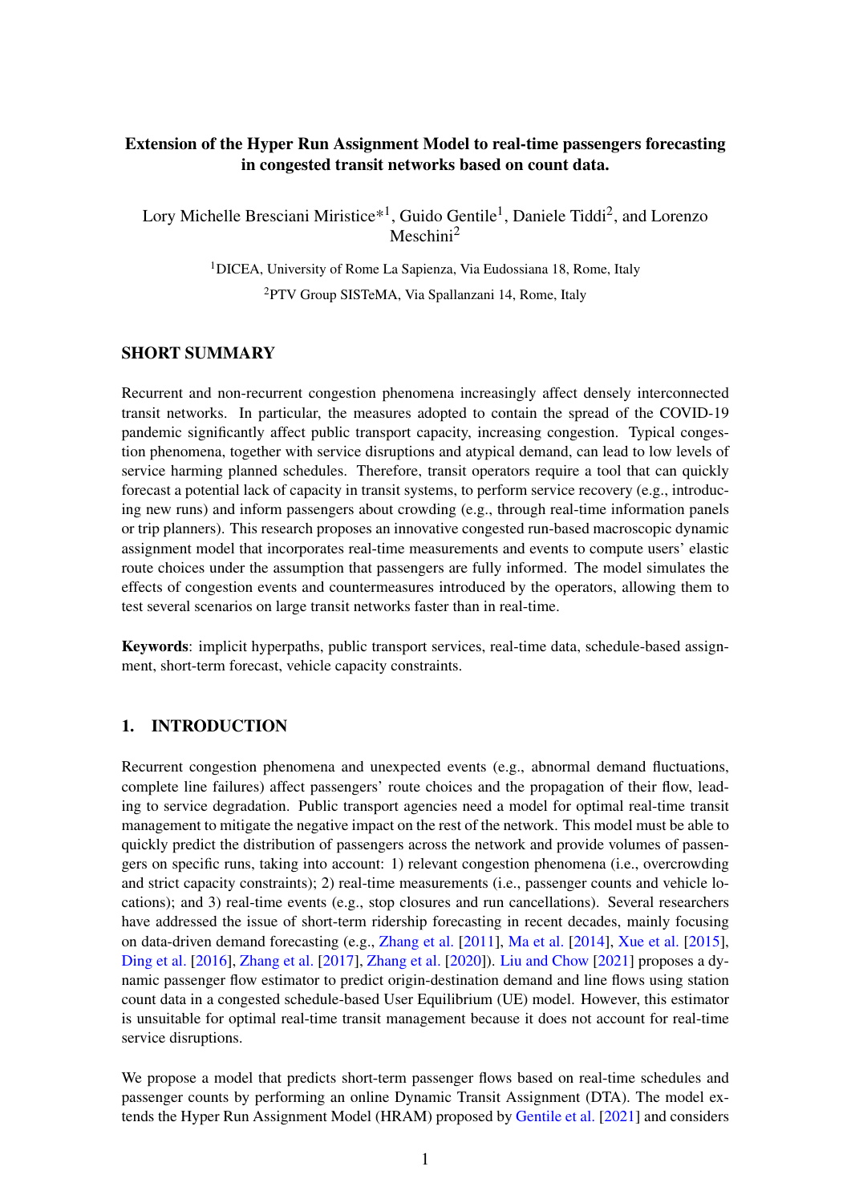# Extension of the Hyper Run Assignment Model to real-time passengers forecasting in congested transit networks based on count data.

Lory Michelle Bresciani Miristice*[1], Guido Gentile[1], Daniele Tiddi[2], and Lorenzo Meschini[2]

[1]DICEA, University of Rome La Sapienza, Via Eudossiana 18, Rome, Italy

[2]PTV Group SISTeMA, Via Spallanzani 14, Rome, Italy

## SHORT SUMMARY

Recurrent and non-recurrent congestion phenomena increasingly affect densely interconnected transit networks. In particular, the measures adopted to contain the spread of the COVID-19 pandemic significantly affect public transport capacity, increasing congestion. Typical congestion phenomena, together with service disruptions and atypical demand, can lead to low levels of service harming planned schedules. Therefore, transit operators require a tool that can quickly forecast a potential lack of capacity in transit systems, to perform service recovery (e.g., introducing new runs) and inform passengers about crowding (e.g., through real-time information panels or trip planners). This research proposes an innovative congested run-based macroscopic dynamic assignment model that incorporates real-time measurements and events to compute users' elastic route choices under the assumption that passengers are fully informed. The model simulates the effects of congestion events and countermeasures introduced by the operators, allowing them to test several scenarios on large transit networks faster than in real-time.

**Keywords**: implicit hyperpaths, public transport services, real-time data, schedule-based assignment, short-term forecast, vehicle capacity constraints.

## 1. INTRODUCTION

Recurrent congestion phenomena and unexpected events (e.g., abnormal demand fluctuations, complete line failures) affect passengers' route choices and the propagation of their flow, leading to service degradation. Public transport agencies need a model for optimal real-time transit management to mitigate the negative impact on the rest of the network. This model must be able to quickly predict the distribution of passengers across the network and provide volumes of passengers on specific runs, taking into account: 1) relevant congestion phenomena (i.e., overcrowding and strict capacity constraints); 2) real-time measurements (i.e., passenger counts and vehicle locations); and 3) real-time events (e.g., stop closures and run cancellations). Several researchers have addressed the issue of short-term ridership forecasting in recent decades, mainly focusing on data-driven demand forecasting (e.g., Zhang et al. [2011], Ma et al. [2014], Xue et al. [2015], Ding et al. [2016], Zhang et al. [2017], Zhang et al. [2020]). Liu and Chow [2021] proposes a dynamic passenger flow estimator to predict origin-destination demand and line flows using station count data in a congested schedule-based User Equilibrium (UE) model. However, this estimator is unsuitable for optimal real-time transit management because it does not account for real-time service disruptions.

We propose a model that predicts short-term passenger flows based on real-time schedules and passenger counts by performing an online Dynamic Transit Assignment (DTA). The model extends the Hyper Run Assignment Model (HRAM) proposed by Gentile et al. [2021] and considers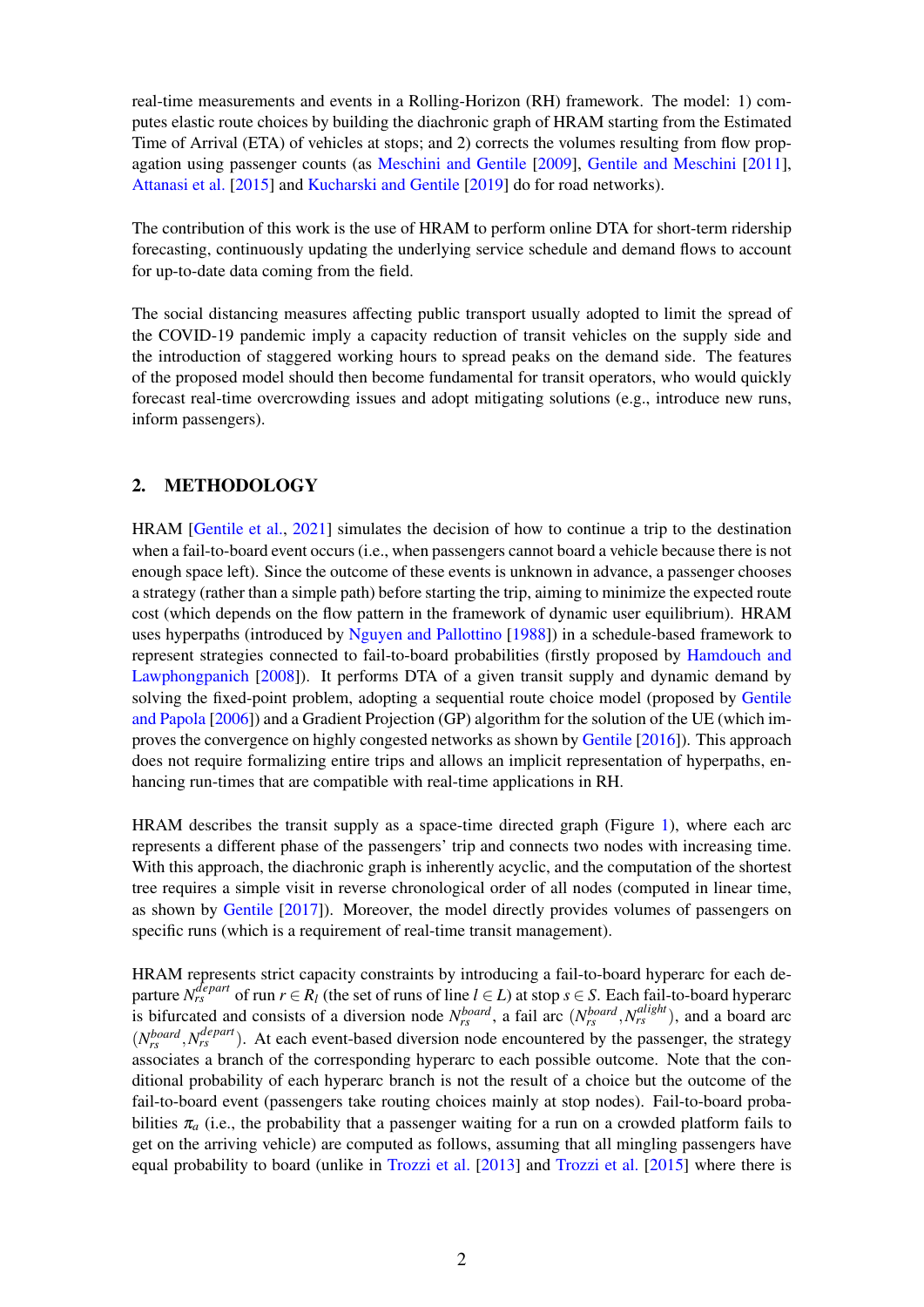real-time measurements and events in a Rolling-Horizon (RH) framework. The model: 1) computes elastic route choices by building the diachronic graph of HRAM starting from the Estimated Time of Arrival (ETA) of vehicles at stops; and 2) corrects the volumes resulting from flow propagation using passenger counts (as Meschini and Gentile [2009], Gentile and Meschini [2011], Attanasi et al. [2015] and Kucharski and Gentile [2019] do for road networks).

The contribution of this work is the use of HRAM to perform online DTA for short-term ridership forecasting, continuously updating the underlying service schedule and demand flows to account for up-to-date data coming from the field.

The social distancing measures affecting public transport usually adopted to limit the spread of the COVID-19 pandemic imply a capacity reduction of transit vehicles on the supply side and the introduction of staggered working hours to spread peaks on the demand side. The features of the proposed model should then become fundamental for transit operators, who would quickly forecast real-time overcrowding issues and adopt mitigating solutions (e.g., introduce new runs, inform passengers).

## 2. METHODOLOGY

HRAM [Gentile et al., 2021] simulates the decision of how to continue a trip to the destination when a fail-to-board event occurs (i.e., when passengers cannot board a vehicle because there is not enough space left). Since the outcome of these events is unknown in advance, a passenger chooses a strategy (rather than a simple path) before starting the trip, aiming to minimize the expected route cost (which depends on the flow pattern in the framework of dynamic user equilibrium). HRAM uses hyperpaths (introduced by Nguyen and Pallottino [1988]) in a schedule-based framework to represent strategies connected to fail-to-board probabilities (firstly proposed by Hamdouch and Lawphongpanich [2008]). It performs DTA of a given transit supply and dynamic demand by solving the fixed-point problem, adopting a sequential route choice model (proposed by Gentile and Papola [2006]) and a Gradient Projection (GP) algorithm for the solution of the UE (which improves the convergence on highly congested networks as shown by Gentile [2016]). This approach does not require formalizing entire trips and allows an implicit representation of hyperpaths, enhancing run-times that are compatible with real-time applications in RH.

HRAM describes the transit supply as a space-time directed graph (Figure 1), where each arc represents a different phase of the passengers' trip and connects two nodes with increasing time. With this approach, the diachronic graph is inherently acyclic, and the computation of the shortest tree requires a simple visit in reverse chronological order of all nodes (computed in linear time, as shown by Gentile [2017]). Moreover, the model directly provides volumes of passengers on specific runs (which is a requirement of real-time transit management).

HRAM represents strict capacity constraints by introducing a fail-to-board hyperarc for each departure $N_{rs}^{depart}$ of run $r \in R_l$ (the set of runs of line $l \in L$) at stop $s \in S$. Each fail-to-board hyperarc is bifurcated and consists of a diversion node $N_{rs}^{board}$, a fail arc $(N_{rs}^{board}, N_{rs}^{alight})$, and a board arc $(N_{rs}^{board}, N_{rs}^{depart})$. At each event-based diversion node encountered by the passenger, the strategy associates a branch of the corresponding hyperarc to each possible outcome. Note that the conditional probability of each hyperarc branch is not the result of a choice but the outcome of the fail-to-board event (passengers take routing choices mainly at stop nodes). Fail-to-board probabilities $\pi_a$ (i.e., the probability that a passenger waiting for a run on a crowded platform fails to get on the arriving vehicle) are computed as follows, assuming that all mingling passengers have equal probability to board (unlike in Trozzi et al. [2013] and Trozzi et al. [2015] where there is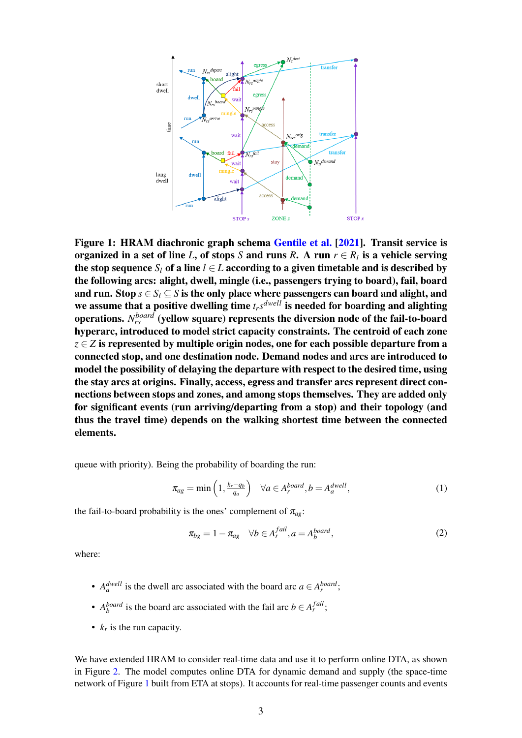**Figure 1: HRAM diachronic graph schema Gentile et al. [2021]. Transit service is organized in a set of line $L$, of stops $S$ and runs $R$. A run $r \in R_l$ is a vehicle serving the stop sequence $S_l$ of a line $l \in L$ according to a given timetable and is described by the following arcs: alight, dwell, mingle (i.e., passengers trying to board), fail, board and run. Stop $s \in S_l \subseteq S$ is the only place where passengers can board and alight, and we assume that a positive dwelling time $t_{rs}^{dwell}$ is needed for boarding and alighting operations. $N_{rs}^{board}$ (yellow square) represents the diversion node of the fail-to-board hyperarc, introduced to model strict capacity constraints. The centroid of each zone $z \in Z$ is represented by multiple origin nodes, one for each possible departure from a connected stop, and one destination node. Demand nodes and arcs are introduced to model the possibility of delaying the departure with respect to the desired time, using the stay arcs at origins. Finally, access, egress and transfer arcs represent direct connections between stops and zones, and among stops themselves. They are added only for significant events (run arriving/departing from a stop) and their topology (and thus the travel time) depends on the walking shortest time between the connected elements.**

queue with priority). Being the probability of boarding the run:

$$\pi_{ag} = \min\left(1, \frac{k_r - q_b}{q_a}\right) \quad \forall a \in A_r^{board}, b = A_a^{dwell}, \tag{1}$$

the fail-to-board probability is the ones' complement of $\pi_{ag}$:

$$\pi_{bg} = 1 - \pi_{ag} \quad \forall b \in A_r^{fail}, a = A_b^{board}, \tag{2}$$

where:

- $A_a^{dwell}$ is the dwell arc associated with the board arc $a \in A_r^{board}$;
- $A_b^{board}$ is the board arc associated with the fail arc $b \in A_r^{fail}$;
- $k_r$ is the run capacity.

We have extended HRAM to consider real-time data and use it to perform online DTA, as shown in Figure 2. The model computes online DTA for dynamic demand and supply (the space-time network of Figure 1 built from ETA at stops). It accounts for real-time passenger counts and events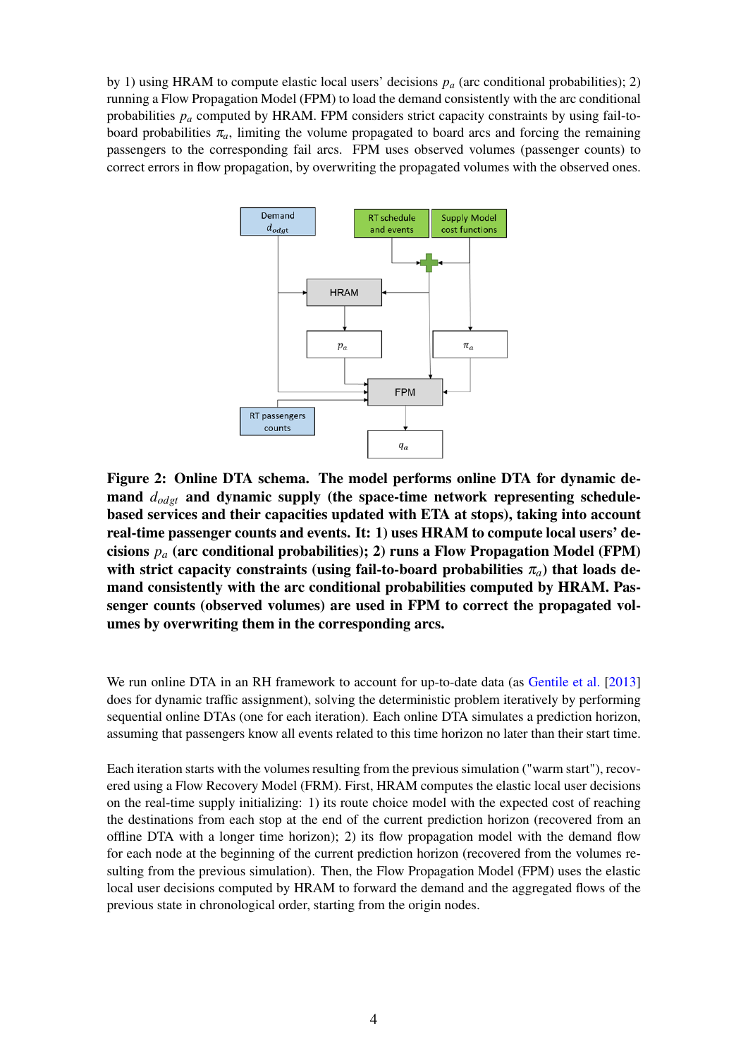by 1) using HRAM to compute elastic local users' decisions $p_a$ (arc conditional probabilities); 2) running a Flow Propagation Model (FPM) to load the demand consistently with the arc conditional probabilities $p_a$ computed by HRAM. FPM considers strict capacity constraints by using fail-to-board probabilities $\pi_a$, limiting the volume propagated to board arcs and forcing the remaining passengers to the corresponding fail arcs. FPM uses observed volumes (passenger counts) to correct errors in flow propagation, by overwriting the propagated volumes with the observed ones.

**Figure 2: Online DTA schema. The model performs online DTA for dynamic demand $d_{odgt}$ and dynamic supply (the space-time network representing schedule-based services and their capacities updated with ETA at stops), taking into account real-time passenger counts and events. It: 1) uses HRAM to compute local users' decisions $p_a$ (arc conditional probabilities); 2) runs a Flow Propagation Model (FPM) with strict capacity constraints (using fail-to-board probabilities $\pi_a$) that loads demand consistently with the arc conditional probabilities computed by HRAM. Passenger counts (observed volumes) are used in FPM to correct the propagated volumes by overwriting them in the corresponding arcs.**

We run online DTA in an RH framework to account for up-to-date data (as Gentile et al. [2013] does for dynamic traffic assignment), solving the deterministic problem iteratively by performing sequential online DTAs (one for each iteration). Each online DTA simulates a prediction horizon, assuming that passengers know all events related to this time horizon no later than their start time.

Each iteration starts with the volumes resulting from the previous simulation ("warm start"), recovered using a Flow Recovery Model (FRM). First, HRAM computes the elastic local user decisions on the real-time supply initializing: 1) its route choice model with the expected cost of reaching the destinations from each stop at the end of the current prediction horizon (recovered from an offline DTA with a longer time horizon); 2) its flow propagation model with the demand flow for each node at the beginning of the current prediction horizon (recovered from the volumes resulting from the previous simulation). Then, the Flow Propagation Model (FPM) uses the elastic local user decisions computed by HRAM to forward the demand and the aggregated flows of the previous state in chronological order, starting from the origin nodes.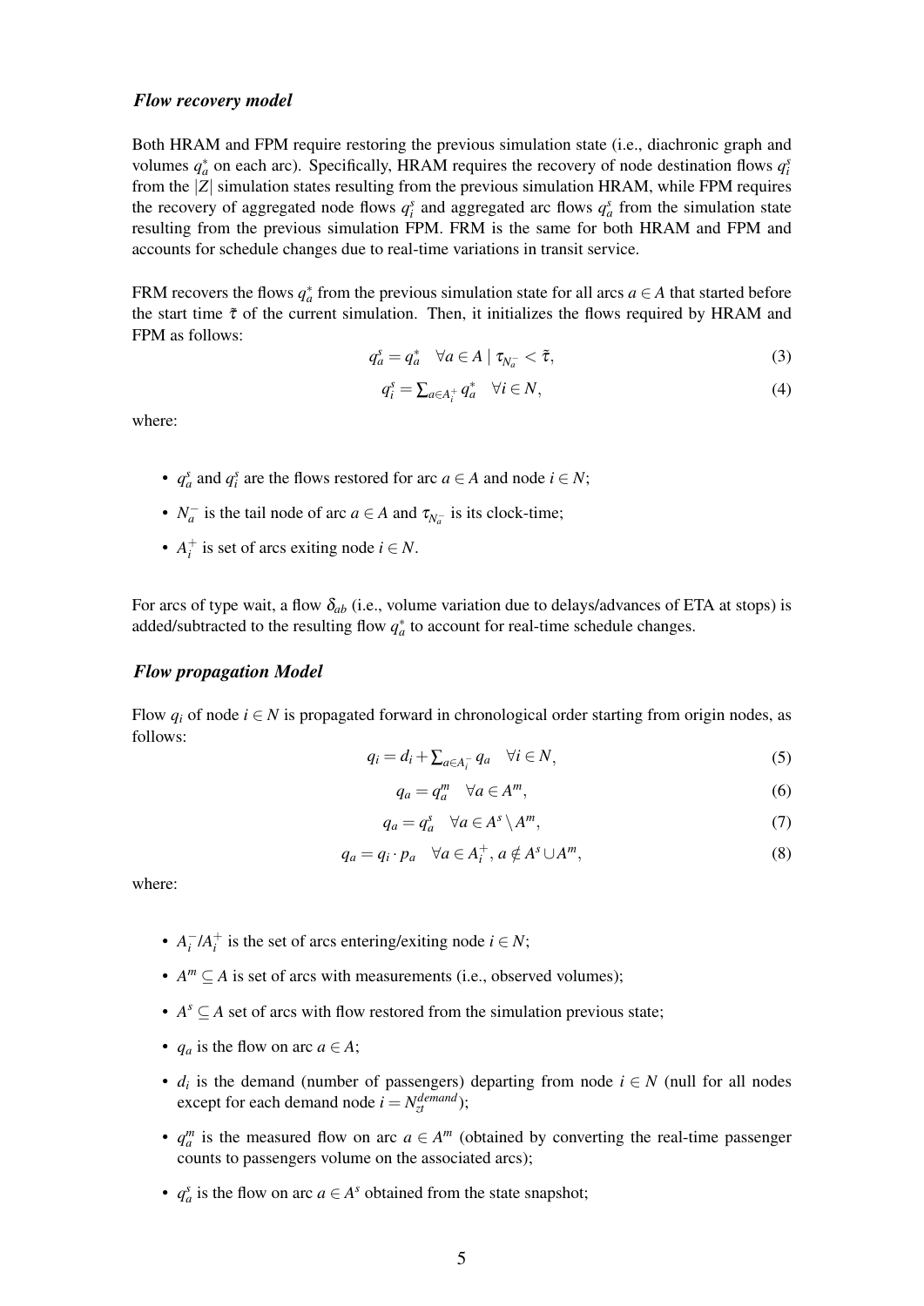### *Flow recovery model*

Both HRAM and FPM require restoring the previous simulation state (i.e., diachronic graph and volumes $q_a^*$ on each arc). Specifically, HRAM requires the recovery of node destination flows $q_i^s$ from the $|Z|$ simulation states resulting from the previous simulation HRAM, while FPM requires the recovery of aggregated node flows $q_i^s$ and aggregated arc flows $q_a^s$ from the simulation state resulting from the previous simulation FPM. FRM is the same for both HRAM and FPM and accounts for schedule changes due to real-time variations in transit service.

FRM recovers the flows $q_a^*$ from the previous simulation state for all arcs $a \in A$ that started before the start time $\tilde{\tau}$ of the current simulation. Then, it initializes the flows required by HRAM and FPM as follows:

$$q_a^s = q_a^* \quad \forall a \in A \mid \tau_{N_a^-} < \tilde{\tau}, \tag{3}$$

$$q_i^s = \textstyle\sum_{a \in A_i^+} q_a^* \quad \forall i \in N, \tag{4}$$

where:

- $q_a^s$ and $q_i^s$ are the flows restored for arc $a \in A$ and node $i \in N$;
- $N_a^-$ is the tail node of arc $a \in A$ and $\tau_{N_a^-}$ is its clock-time;
- $A_i^+$ is set of arcs exiting node $i \in N$.

For arcs of type wait, a flow $\delta_{ab}$ (i.e., volume variation due to delays/advances of ETA at stops) is added/subtracted to the resulting flow $q_a^*$ to account for real-time schedule changes.

### *Flow propagation Model*

Flow $q_i$ of node $i \in N$ is propagated forward in chronological order starting from origin nodes, as follows:

$$q_i = d_i + \textstyle\sum_{a \in A_i^-} q_a \quad \forall i \in N, \tag{5}$$

$$q_a = q_a^m \quad \forall a \in A^m, \tag{6}$$

$$q_a = q_a^s \quad \forall a \in A^s \setminus A^m, \tag{7}$$

$$q_a = q_i \cdot p_a \quad \forall a \in A_i^+, a \notin A^s \cup A^m, \tag{8}$$

where:

- $A_i^-/A_i^+$ is the set of arcs entering/exiting node $i \in N$;
- $A^m \subseteq A$ is set of arcs with measurements (i.e., observed volumes);
- $A^s \subseteq A$ set of arcs with flow restored from the simulation previous state;
- $q_a$ is the flow on arc $a \in A$;
- $d_i$ is the demand (number of passengers) departing from node $i \in N$ (null for all nodes except for each demand node $i = N_{zt}^{demand}$);
- $q_a^m$ is the measured flow on arc $a \in A^m$ (obtained by converting the real-time passenger counts to passengers volume on the associated arcs);
- $q_a^s$ is the flow on arc $a \in A^s$ obtained from the state snapshot;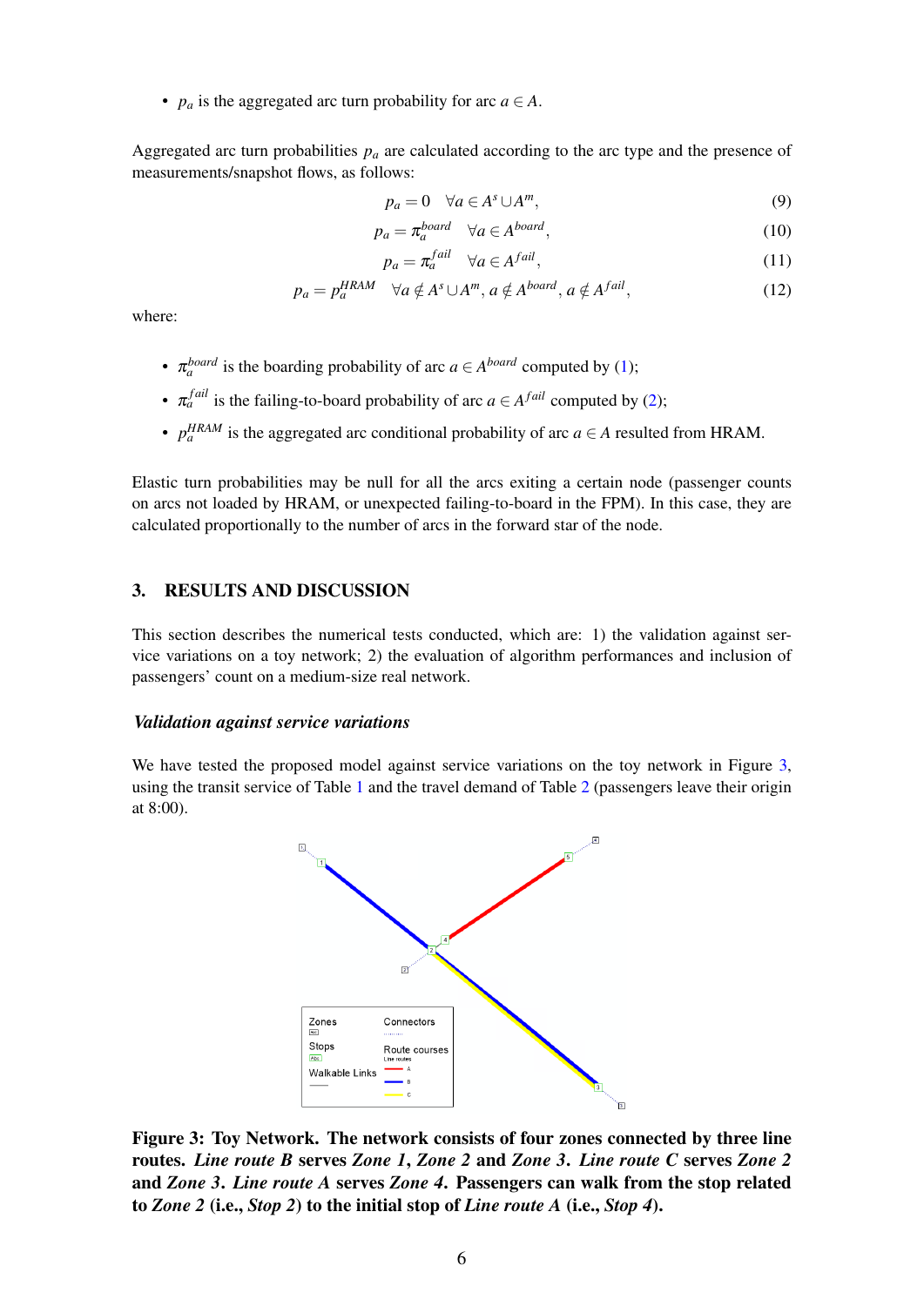- $p_a$ is the aggregated arc turn probability for arc $a \in A$.

Aggregated arc turn probabilities $p_a$ are calculated according to the arc type and the presence of measurements/snapshot flows, as follows:

$$p_a = 0 \quad \forall a \in A^s \cup A^m, \tag{9}$$

$$p_a = \pi_a^{board} \quad \forall a \in A^{board}, \tag{10}$$

$$p_a = \pi_a^{fail} \quad \forall a \in A^{fail}, \tag{11}$$

$$p_a = p_a^{HRAM} \quad \forall a \notin A^s \cup A^m, a \notin A^{board}, a \notin A^{fail}, \tag{12}$$

where:

- $\pi_a^{board}$ is the boarding probability of arc $a \in A^{board}$ computed by (1);
- $\pi_a^{fail}$ is the failing-to-board probability of arc $a \in A^{fail}$ computed by (2);
- $p_a^{HRAM}$ is the aggregated arc conditional probability of arc $a \in A$ resulted from HRAM.

Elastic turn probabilities may be null for all the arcs exiting a certain node (passenger counts on arcs not loaded by HRAM, or unexpected failing-to-board in the FPM). In this case, they are calculated proportionally to the number of arcs in the forward star of the node.

## 3. RESULTS AND DISCUSSION

This section describes the numerical tests conducted, which are: 1) the validation against service variations on a toy network; 2) the evaluation of algorithm performances and inclusion of passengers' count on a medium-size real network.

### *Validation against service variations*

We have tested the proposed model against service variations on the toy network in Figure 3, using the transit service of Table 1 and the travel demand of Table 2 (passengers leave their origin at 8:00).

**Figure 3: Toy Network. The network consists of four zones connected by three line routes. *Line route B* serves *Zone 1*, *Zone 2* and *Zone 3*. *Line route C* serves *Zone 2* and *Zone 3*. *Line route A* serves *Zone 4*. Passengers can walk from the stop related to *Zone 2* (i.e., *Stop 2*) to the initial stop of *Line route A* (i.e., *Stop 4*).**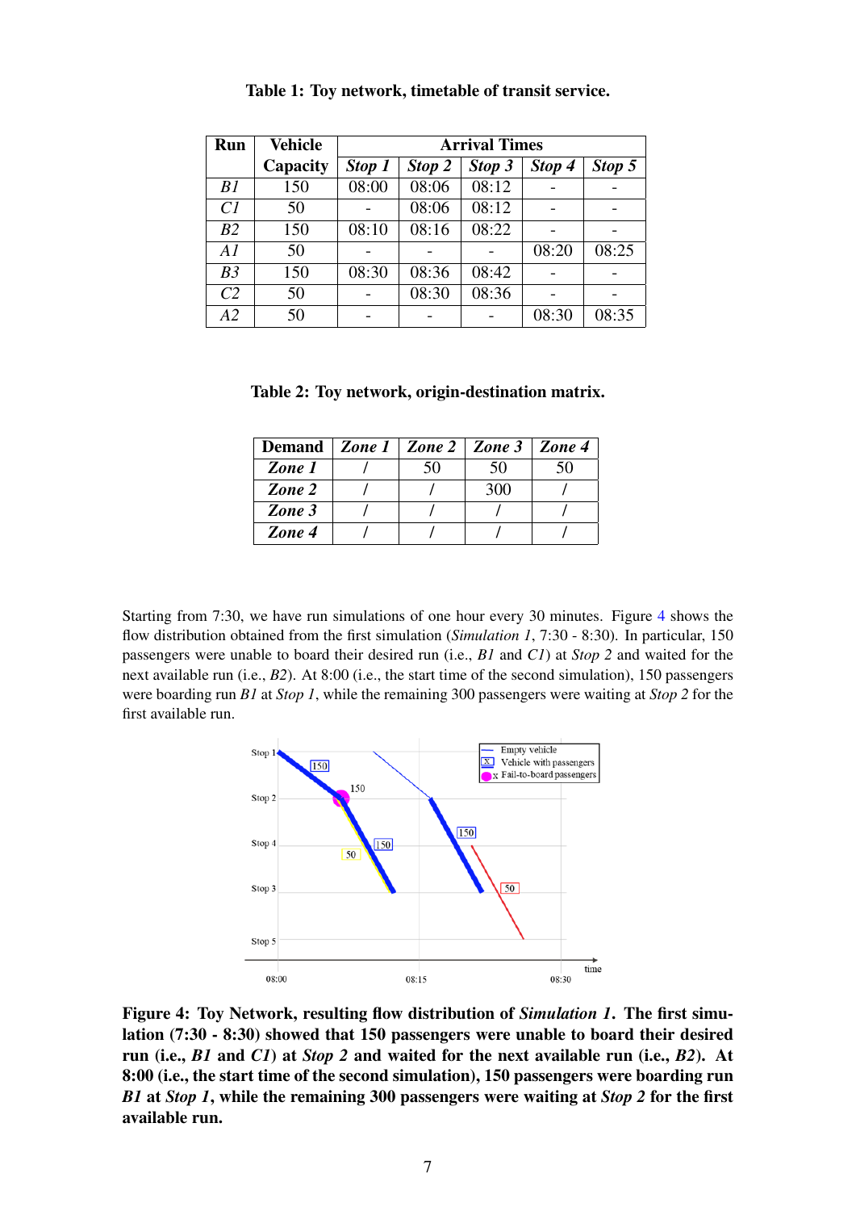**Table 1: Toy network, timetable of transit service.**

| Run | Vehicle Capacity | Arrival Times | | | | |
|---|---|---|---|---|---|---|
| | | *Stop 1* | *Stop 2* | *Stop 3* | *Stop 4* | *Stop 5* |
| *B1* | 150 | 08:00 | 08:06 | 08:12 | - | - |
| *C1* | 50 | - | 08:06 | 08:12 | - | - |
| *B2* | 150 | 08:10 | 08:16 | 08:22 | - | - |
| *A1* | 50 | - | - | - | 08:20 | 08:25 |
| *B3* | 150 | 08:30 | 08:36 | 08:42 | - | - |
| *C2* | 50 | - | 08:30 | 08:36 | - | - |
| *A2* | 50 | - | - | - | 08:30 | 08:35 |

**Table 2: Toy network, origin-destination matrix.**

| Demand | *Zone 1* | *Zone 2* | *Zone 3* | *Zone 4* |
|---|---|---|---|---|
| ***Zone 1*** | / | 50 | 50 | 50 |
| ***Zone 2*** | / | / | 300 | / |
| ***Zone 3*** | / | / | / | / |
| ***Zone 4*** | / | / | / | / |

Starting from 7:30, we have run simulations of one hour every 30 minutes. Figure 4 shows the flow distribution obtained from the first simulation (*Simulation 1*, 7:30 - 8:30). In particular, 150 passengers were unable to board their desired run (i.e., *B1* and *C1*) at *Stop 2* and waited for the next available run (i.e., *B2*). At 8:00 (i.e., the start time of the second simulation), 150 passengers were boarding run *B1* at *Stop 1*, while the remaining 300 passengers were waiting at *Stop 2* for the first available run.

**Figure 4: Toy Network, resulting flow distribution of *Simulation 1*. The first simulation (7:30 - 8:30) showed that 150 passengers were unable to board their desired run (i.e., *B1* and *C1*) at *Stop 2* and waited for the next available run (i.e., *B2*). At 8:00 (i.e., the start time of the second simulation), 150 passengers were boarding run *B1* at *Stop 1*, while the remaining 300 passengers were waiting at *Stop 2* for the first available run.**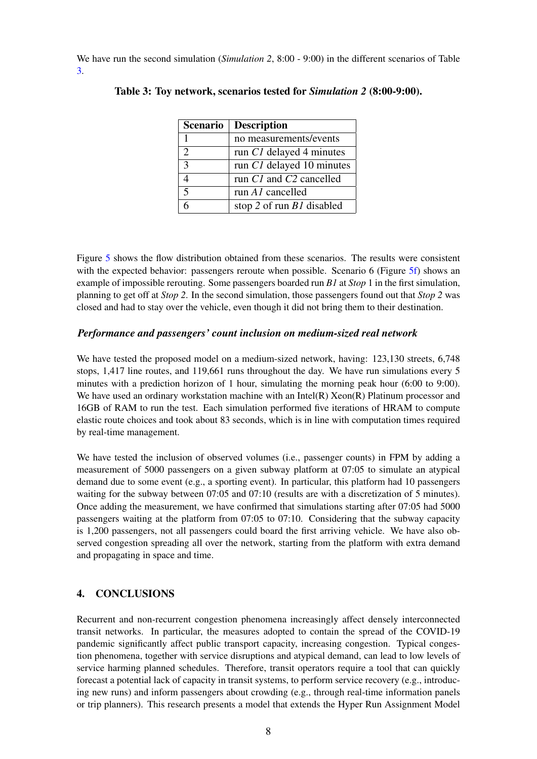We have run the second simulation (*Simulation 2*, 8:00 - 9:00) in the different scenarios of Table 3.

**Table 3: Toy network, scenarios tested for *Simulation 2* (8:00-9:00).**

| Scenario | Description |
|---|---|
| 1 | no measurements/events |
| 2 | run *C1* delayed 4 minutes |
| 3 | run *C1* delayed 10 minutes |
| 4 | run *C1* and *C2* cancelled |
| 5 | run *A1* cancelled |
| 6 | stop *2* of run *B1* disabled |

Figure 5 shows the flow distribution obtained from these scenarios. The results were consistent with the expected behavior: passengers reroute when possible. Scenario 6 (Figure 5f) shows an example of impossible rerouting. Some passengers boarded run *B1* at *Stop* 1 in the first simulation, planning to get off at *Stop 2*. In the second simulation, those passengers found out that *Stop 2* was closed and had to stay over the vehicle, even though it did not bring them to their destination.

### *Performance and passengers' count inclusion on medium-sized real network*

We have tested the proposed model on a medium-sized network, having: 123,130 streets, 6,748 stops, 1,417 line routes, and 119,661 runs throughout the day. We have run simulations every 5 minutes with a prediction horizon of 1 hour, simulating the morning peak hour (6:00 to 9:00). We have used an ordinary workstation machine with an Intel(R) Xeon(R) Platinum processor and 16GB of RAM to run the test. Each simulation performed five iterations of HRAM to compute elastic route choices and took about 83 seconds, which is in line with computation times required by real-time management.

We have tested the inclusion of observed volumes (i.e., passenger counts) in FPM by adding a measurement of 5000 passengers on a given subway platform at 07:05 to simulate an atypical demand due to some event (e.g., a sporting event). In particular, this platform had 10 passengers waiting for the subway between 07:05 and 07:10 (results are with a discretization of 5 minutes). Once adding the measurement, we have confirmed that simulations starting after 07:05 had 5000 passengers waiting at the platform from 07:05 to 07:10. Considering that the subway capacity is 1,200 passengers, not all passengers could board the first arriving vehicle. We have also observed congestion spreading all over the network, starting from the platform with extra demand and propagating in space and time.

## 4. CONCLUSIONS

Recurrent and non-recurrent congestion phenomena increasingly affect densely interconnected transit networks. In particular, the measures adopted to contain the spread of the COVID-19 pandemic significantly affect public transport capacity, increasing congestion. Typical congestion phenomena, together with service disruptions and atypical demand, can lead to low levels of service harming planned schedules. Therefore, transit operators require a tool that can quickly forecast a potential lack of capacity in transit systems, to perform service recovery (e.g., introducing new runs) and inform passengers about crowding (e.g., through real-time information panels or trip planners). This research presents a model that extends the Hyper Run Assignment Model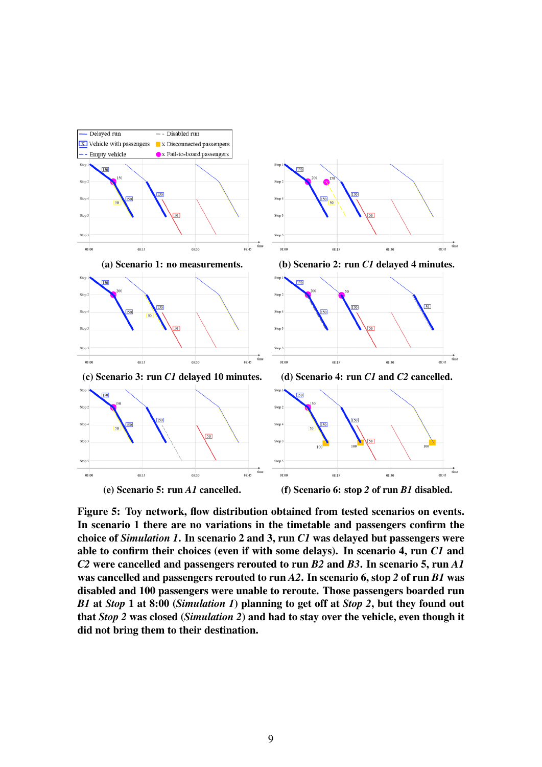(a) Scenario 1: no measurements.

(b) Scenario 2: run *C1* delayed 4 minutes.

(c) Scenario 3: run *C1* delayed 10 minutes.

(d) Scenario 4: run *C1* and *C2* cancelled.

(e) Scenario 5: run *A1* cancelled.

(f) Scenario 6: stop *2* of run *B1* disabled.

**Figure 5: Toy network, flow distribution obtained from tested scenarios on events. In scenario 1 there are no variations in the timetable and passengers confirm the choice of *Simulation 1*. In scenario 2 and 3, run *C1* was delayed but passengers were able to confirm their choices (even if with some delays). In scenario 4, run *C1* and *C2* were cancelled and passengers rerouted to run *B2* and *B3*. In scenario 5, run *A1* was cancelled and passengers rerouted to run *A2*. In scenario 6, stop *2* of run *B1* was disabled and 100 passengers were unable to reroute. Those passengers boarded run *B1* at *Stop* 1 at 8:00 (*Simulation 1*) planning to get off at *Stop 2*, but they found out that *Stop 2* was closed (*Simulation 2*) and had to stay over the vehicle, even though it did not bring them to their destination.**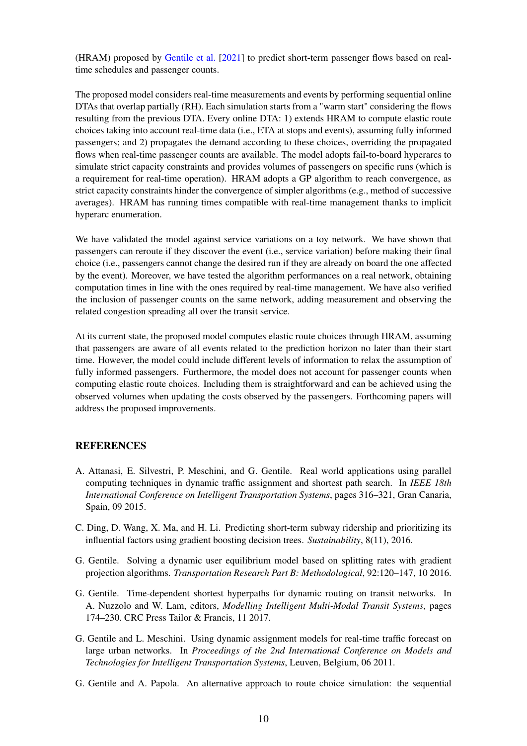(HRAM) proposed by Gentile et al. [2021] to predict short-term passenger flows based on real-time schedules and passenger counts.

The proposed model considers real-time measurements and events by performing sequential online DTAs that overlap partially (RH). Each simulation starts from a "warm start" considering the flows resulting from the previous DTA. Every online DTA: 1) extends HRAM to compute elastic route choices taking into account real-time data (i.e., ETA at stops and events), assuming fully informed passengers; and 2) propagates the demand according to these choices, overriding the propagated flows when real-time passenger counts are available. The model adopts fail-to-board hyperarcs to simulate strict capacity constraints and provides volumes of passengers on specific runs (which is a requirement for real-time operation). HRAM adopts a GP algorithm to reach convergence, as strict capacity constraints hinder the convergence of simpler algorithms (e.g., method of successive averages). HRAM has running times compatible with real-time management thanks to implicit hyperarc enumeration.

We have validated the model against service variations on a toy network. We have shown that passengers can reroute if they discover the event (i.e., service variation) before making their final choice (i.e., passengers cannot change the desired run if they are already on board the one affected by the event). Moreover, we have tested the algorithm performances on a real network, obtaining computation times in line with the ones required by real-time management. We have also verified the inclusion of passenger counts on the same network, adding measurement and observing the related congestion spreading all over the transit service.

At its current state, the proposed model computes elastic route choices through HRAM, assuming that passengers are aware of all events related to the prediction horizon no later than their start time. However, the model could include different levels of information to relax the assumption of fully informed passengers. Furthermore, the model does not account for passenger counts when computing elastic route choices. Including them is straightforward and can be achieved using the observed volumes when updating the costs observed by the passengers. Forthcoming papers will address the proposed improvements.

## REFERENCES

A. Attanasi, E. Silvestri, P. Meschini, and G. Gentile. Real world applications using parallel computing techniques in dynamic traffic assignment and shortest path search. In *IEEE 18th International Conference on Intelligent Transportation Systems*, pages 316–321, Gran Canaria, Spain, 09 2015.

C. Ding, D. Wang, X. Ma, and H. Li. Predicting short-term subway ridership and prioritizing its influential factors using gradient boosting decision trees. *Sustainability*, 8(11), 2016.

G. Gentile. Solving a dynamic user equilibrium model based on splitting rates with gradient projection algorithms. *Transportation Research Part B: Methodological*, 92:120–147, 10 2016.

G. Gentile. Time-dependent shortest hyperpaths for dynamic routing on transit networks. In A. Nuzzolo and W. Lam, editors, *Modelling Intelligent Multi-Modal Transit Systems*, pages 174–230. CRC Press Tailor & Francis, 11 2017.

G. Gentile and L. Meschini. Using dynamic assignment models for real-time traffic forecast on large urban networks. In *Proceedings of the 2nd International Conference on Models and Technologies for Intelligent Transportation Systems*, Leuven, Belgium, 06 2011.

G. Gentile and A. Papola. An alternative approach to route choice simulation: the sequential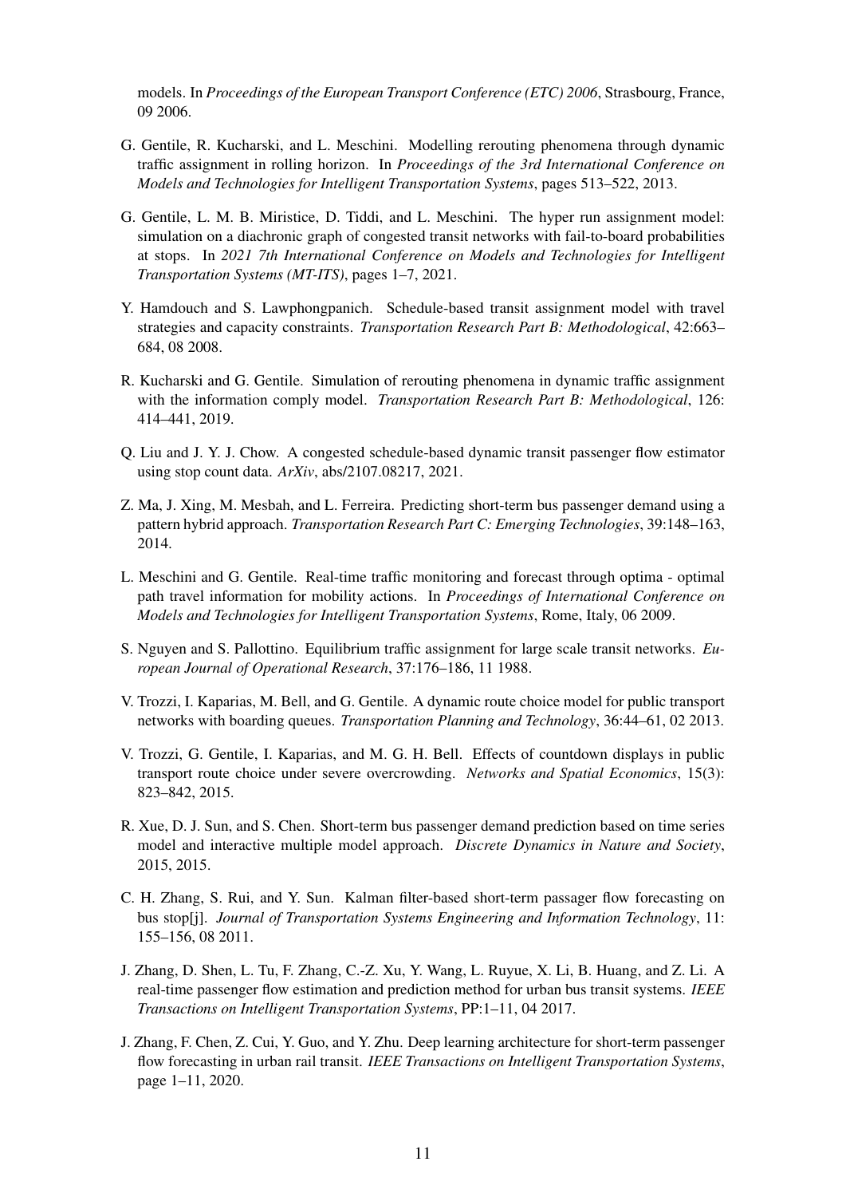models. In *Proceedings of the European Transport Conference (ETC) 2006*, Strasbourg, France, 09 2006.

G. Gentile, R. Kucharski, and L. Meschini. Modelling rerouting phenomena through dynamic traffic assignment in rolling horizon. In *Proceedings of the 3rd International Conference on Models and Technologies for Intelligent Transportation Systems*, pages 513–522, 2013.

G. Gentile, L. M. B. Miristice, D. Tiddi, and L. Meschini. The hyper run assignment model: simulation on a diachronic graph of congested transit networks with fail-to-board probabilities at stops. In *2021 7th International Conference on Models and Technologies for Intelligent Transportation Systems (MT-ITS)*, pages 1–7, 2021.

Y. Hamdouch and S. Lawphongpanich. Schedule-based transit assignment model with travel strategies and capacity constraints. *Transportation Research Part B: Methodological*, 42:663–684, 08 2008.

R. Kucharski and G. Gentile. Simulation of rerouting phenomena in dynamic traffic assignment with the information comply model. *Transportation Research Part B: Methodological*, 126: 414–441, 2019.

Q. Liu and J. Y. J. Chow. A congested schedule-based dynamic transit passenger flow estimator using stop count data. *ArXiv*, abs/2107.08217, 2021.

Z. Ma, J. Xing, M. Mesbah, and L. Ferreira. Predicting short-term bus passenger demand using a pattern hybrid approach. *Transportation Research Part C: Emerging Technologies*, 39:148–163, 2014.

L. Meschini and G. Gentile. Real-time traffic monitoring and forecast through optima - optimal path travel information for mobility actions. In *Proceedings of International Conference on Models and Technologies for Intelligent Transportation Systems*, Rome, Italy, 06 2009.

S. Nguyen and S. Pallottino. Equilibrium traffic assignment for large scale transit networks. *European Journal of Operational Research*, 37:176–186, 11 1988.

V. Trozzi, I. Kaparias, M. Bell, and G. Gentile. A dynamic route choice model for public transport networks with boarding queues. *Transportation Planning and Technology*, 36:44–61, 02 2013.

V. Trozzi, G. Gentile, I. Kaparias, and M. G. H. Bell. Effects of countdown displays in public transport route choice under severe overcrowding. *Networks and Spatial Economics*, 15(3): 823–842, 2015.

R. Xue, D. J. Sun, and S. Chen. Short-term bus passenger demand prediction based on time series model and interactive multiple model approach. *Discrete Dynamics in Nature and Society*, 2015, 2015.

C. H. Zhang, S. Rui, and Y. Sun. Kalman filter-based short-term passager flow forecasting on bus stop[j]. *Journal of Transportation Systems Engineering and Information Technology*, 11: 155–156, 08 2011.

J. Zhang, D. Shen, L. Tu, F. Zhang, C.-Z. Xu, Y. Wang, L. Ruyue, X. Li, B. Huang, and Z. Li. A real-time passenger flow estimation and prediction method for urban bus transit systems. *IEEE Transactions on Intelligent Transportation Systems*, PP:1–11, 04 2017.

J. Zhang, F. Chen, Z. Cui, Y. Guo, and Y. Zhu. Deep learning architecture for short-term passenger flow forecasting in urban rail transit. *IEEE Transactions on Intelligent Transportation Systems*, page 1–11, 2020.